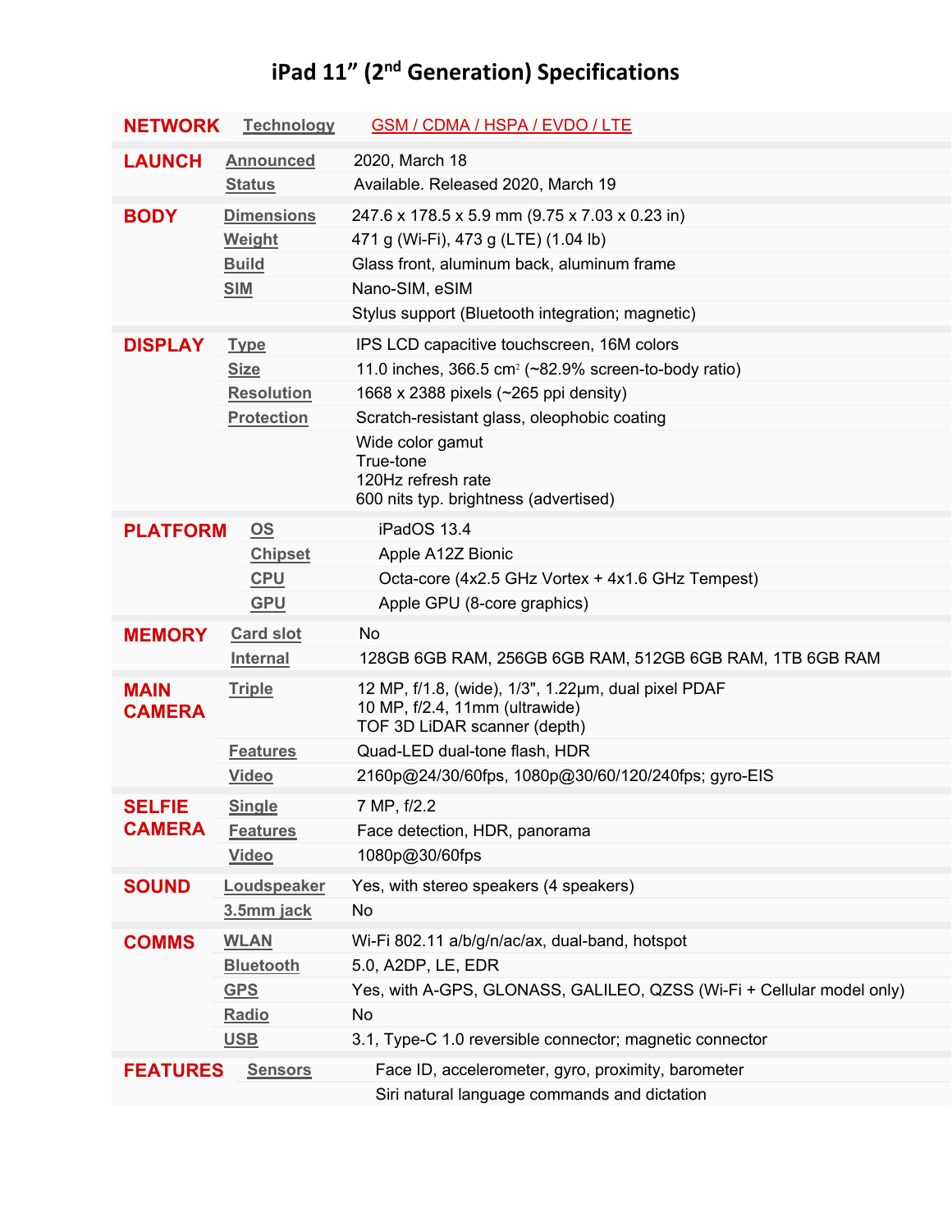# iPad 11” (2nd Generation) Specifications

| | | |
|---|---|---|
| **NETWORK** | Technology | GSM / CDMA / HSPA / EVDO / LTE |
| **LAUNCH** | Announced | 2020, March 18 |
| | Status | Available. Released 2020, March 19 |
| **BODY** | Dimensions | 247.6 x 178.5 x 5.9 mm (9.75 x 7.03 x 0.23 in) |
| | Weight | 471 g (Wi-Fi), 473 g (LTE) (1.04 lb) |
| | Build | Glass front, aluminum back, aluminum frame |
| | SIM | Nano-SIM, eSIM |
| | | Stylus support (Bluetooth integration; magnetic) |
| **DISPLAY** | Type | IPS LCD capacitive touchscreen, 16M colors |
| | Size | 11.0 inches, 366.5 $cm^2$ (~82.9% screen-to-body ratio) |
| | Resolution | 1668 x 2388 pixels (~265 ppi density) |
| | Protection | Scratch-resistant glass, oleophobic coating |
| | | Wide color gamut<br>True-tone<br>120Hz refresh rate<br>600 nits typ. brightness (advertised) |
| **PLATFORM** | OS | iPadOS 13.4 |
| | Chipset | Apple A12Z Bionic |
| | CPU | Octa-core (4x2.5 GHz Vortex + 4x1.6 GHz Tempest) |
| | GPU | Apple GPU (8-core graphics) |
| **MEMORY** | Card slot | No |
| | Internal | 128GB 6GB RAM, 256GB 6GB RAM, 512GB 6GB RAM, 1TB 6GB RAM |
| **MAIN CAMERA** | Triple | 12 MP, f/1.8, (wide), 1/3", 1.22µm, dual pixel PDAF<br>10 MP, f/2.4, 11mm (ultrawide)<br>TOF 3D LiDAR scanner (depth) |
| | Features | Quad-LED dual-tone flash, HDR |
| | Video | 2160p@24/30/60fps, 1080p@30/60/120/240fps; gyro-EIS |
| **SELFIE CAMERA** | Single | 7 MP, f/2.2 |
| | Features | Face detection, HDR, panorama |
| | Video | 1080p@30/60fps |
| **SOUND** | Loudspeaker | Yes, with stereo speakers (4 speakers) |
| | 3.5mm jack | No |
| **COMMS** | WLAN | Wi-Fi 802.11 a/b/g/n/ac/ax, dual-band, hotspot |
| | Bluetooth | 5.0, A2DP, LE, EDR |
| | GPS | Yes, with A-GPS, GLONASS, GALILEO, QZSS (Wi-Fi + Cellular model only) |
| | Radio | No |
| | USB | 3.1, Type-C 1.0 reversible connector; magnetic connector |
| **FEATURES** | Sensors | Face ID, accelerometer, gyro, proximity, barometer |
| | | Siri natural language commands and dictation |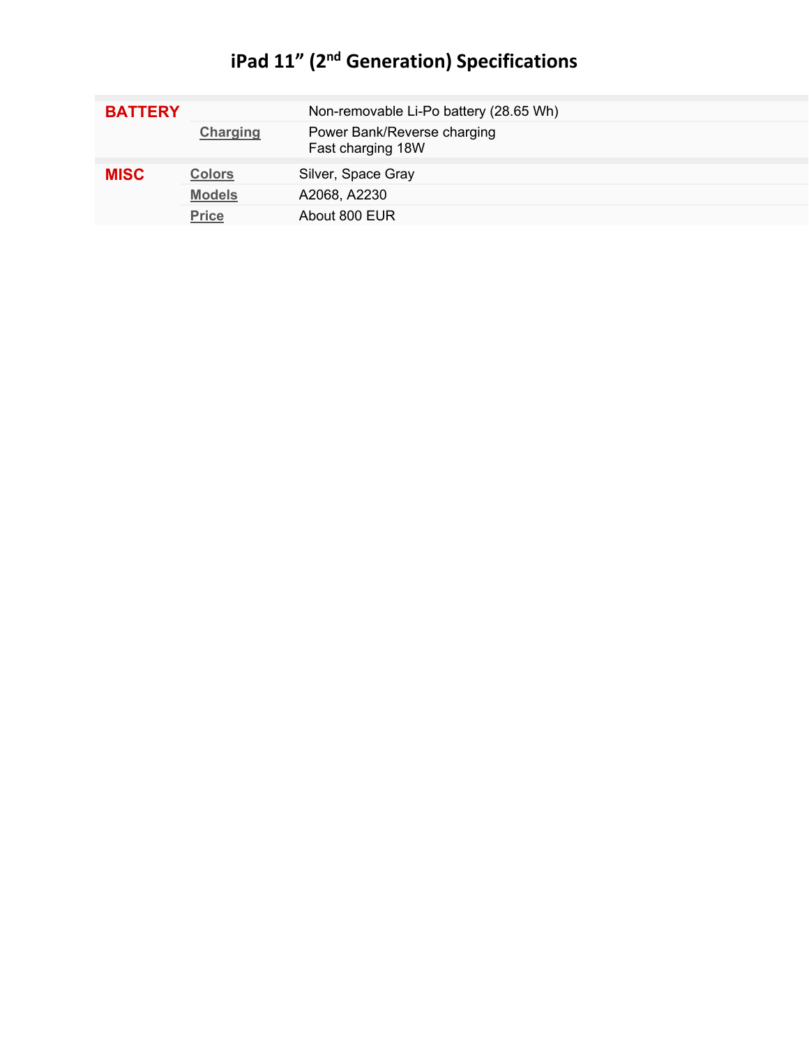# iPad 11" (2nd Generation) Specifications

| | | |
|---|---|---|
| **BATTERY** | | Non-removable Li-Po battery (28.65 Wh) |
| | **Charging** | Power Bank/Reverse charging<br>Fast charging 18W |
| **MISC** | **Colors** | Silver, Space Gray |
| | **Models** | A2068, A2230 |
| | **Price** | About 800 EUR |